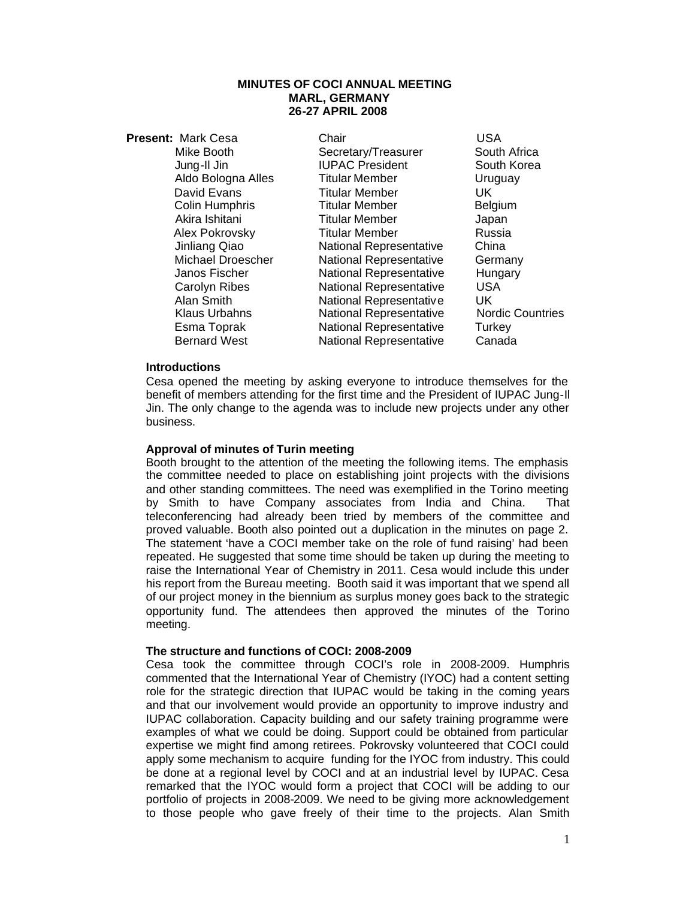# MINUTES OF COCI ANNUAL MEETING
## MARL, GERMANY
## 26-27 APRIL 2008

**Present:**

| Name | Role | Country |
|---|---|---|
| Mark Cesa | Chair | USA |
| Mike Booth | Secretary/Treasurer | South Africa |
| Jung-Il Jin | IUPAC President | South Korea |
| Aldo Bologna Alles | Titular Member | Uruguay |
| David Evans | Titular Member | UK |
| Colin Humphris | Titular Member | Belgium |
| Akira Ishitani | Titular Member | Japan |
| Alex Pokrovsky | Titular Member | Russia |
| Jinliang Qiao | National Representative | China |
| Michael Droescher | National Representative | Germany |
| Janos Fischer | National Representative | Hungary |
| Carolyn Ribes | National Representative | USA |
| Alan Smith | National Representative | UK |
| Klaus Urbahns | National Representative | Nordic Countries |
| Esma Toprak | National Representative | Turkey |
| Bernard West | National Representative | Canada |

### Introductions

Cesa opened the meeting by asking everyone to introduce themselves for the benefit of members attending for the first time and the President of IUPAC Jung-Il Jin. The only change to the agenda was to include new projects under any other business.

### Approval of minutes of Turin meeting

Booth brought to the attention of the meeting the following items. The emphasis the committee needed to place on establishing joint projects with the divisions and other standing committees. The need was exemplified in the Torino meeting by Smith to have Company associates from India and China. That teleconferencing had already been tried by members of the committee and proved valuable. Booth also pointed out a duplication in the minutes on page 2. The statement 'have a COCI member take on the role of fund raising' had been repeated. He suggested that some time should be taken up during the meeting to raise the International Year of Chemistry in 2011. Cesa would include this under his report from the Bureau meeting. Booth said it was important that we spend all of our project money in the biennium as surplus money goes back to the strategic opportunity fund. The attendees then approved the minutes of the Torino meeting.

### The structure and functions of COCI: 2008-2009

Cesa took the committee through COCI's role in 2008-2009. Humphris commented that the International Year of Chemistry (IYOC) had a content setting role for the strategic direction that IUPAC would be taking in the coming years and that our involvement would provide an opportunity to improve industry and IUPAC collaboration. Capacity building and our safety training programme were examples of what we could be doing. Support could be obtained from particular expertise we might find among retirees. Pokrovsky volunteered that COCI could apply some mechanism to acquire funding for the IYOC from industry. This could be done at a regional level by COCI and at an industrial level by IUPAC. Cesa remarked that the IYOC would form a project that COCI will be adding to our portfolio of projects in 2008-2009. We need to be giving more acknowledgement to those people who gave freely of their time to the projects. Alan Smith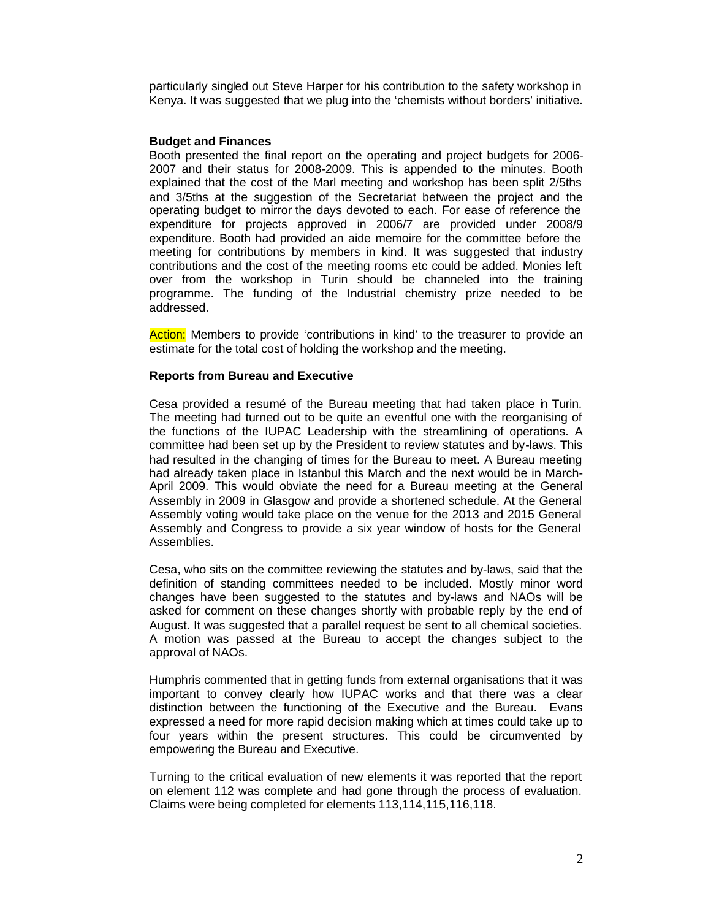particularly singled out Steve Harper for his contribution to the safety workshop in Kenya. It was suggested that we plug into the 'chemists without borders' initiative.

**Budget and Finances**

Booth presented the final report on the operating and project budgets for 2006-2007 and their status for 2008-2009. This is appended to the minutes. Booth explained that the cost of the Marl meeting and workshop has been split 2/5ths and 3/5ths at the suggestion of the Secretariat between the project and the operating budget to mirror the days devoted to each. For ease of reference the expenditure for projects approved in 2006/7 are provided under 2008/9 expenditure. Booth had provided an aide memoire for the committee before the meeting for contributions by members in kind. It was suggested that industry contributions and the cost of the meeting rooms etc could be added. Monies left over from the workshop in Turin should be channeled into the training programme. The funding of the Industrial chemistry prize needed to be addressed.

Action: Members to provide 'contributions in kind' to the treasurer to provide an estimate for the total cost of holding the workshop and the meeting.

**Reports from Bureau and Executive**

Cesa provided a resumé of the Bureau meeting that had taken place in Turin. The meeting had turned out to be quite an eventful one with the reorganising of the functions of the IUPAC Leadership with the streamlining of operations. A committee had been set up by the President to review statutes and by-laws. This had resulted in the changing of times for the Bureau to meet. A Bureau meeting had already taken place in Istanbul this March and the next would be in March-April 2009. This would obviate the need for a Bureau meeting at the General Assembly in 2009 in Glasgow and provide a shortened schedule. At the General Assembly voting would take place on the venue for the 2013 and 2015 General Assembly and Congress to provide a six year window of hosts for the General Assemblies.

Cesa, who sits on the committee reviewing the statutes and by-laws, said that the definition of standing committees needed to be included. Mostly minor word changes have been suggested to the statutes and by-laws and NAOs will be asked for comment on these changes shortly with probable reply by the end of August. It was suggested that a parallel request be sent to all chemical societies. A motion was passed at the Bureau to accept the changes subject to the approval of NAOs.

Humphris commented that in getting funds from external organisations that it was important to convey clearly how IUPAC works and that there was a clear distinction between the functioning of the Executive and the Bureau. Evans expressed a need for more rapid decision making which at times could take up to four years within the present structures. This could be circumvented by empowering the Bureau and Executive.

Turning to the critical evaluation of new elements it was reported that the report on element 112 was complete and had gone through the process of evaluation. Claims were being completed for elements 113,114,115,116,118.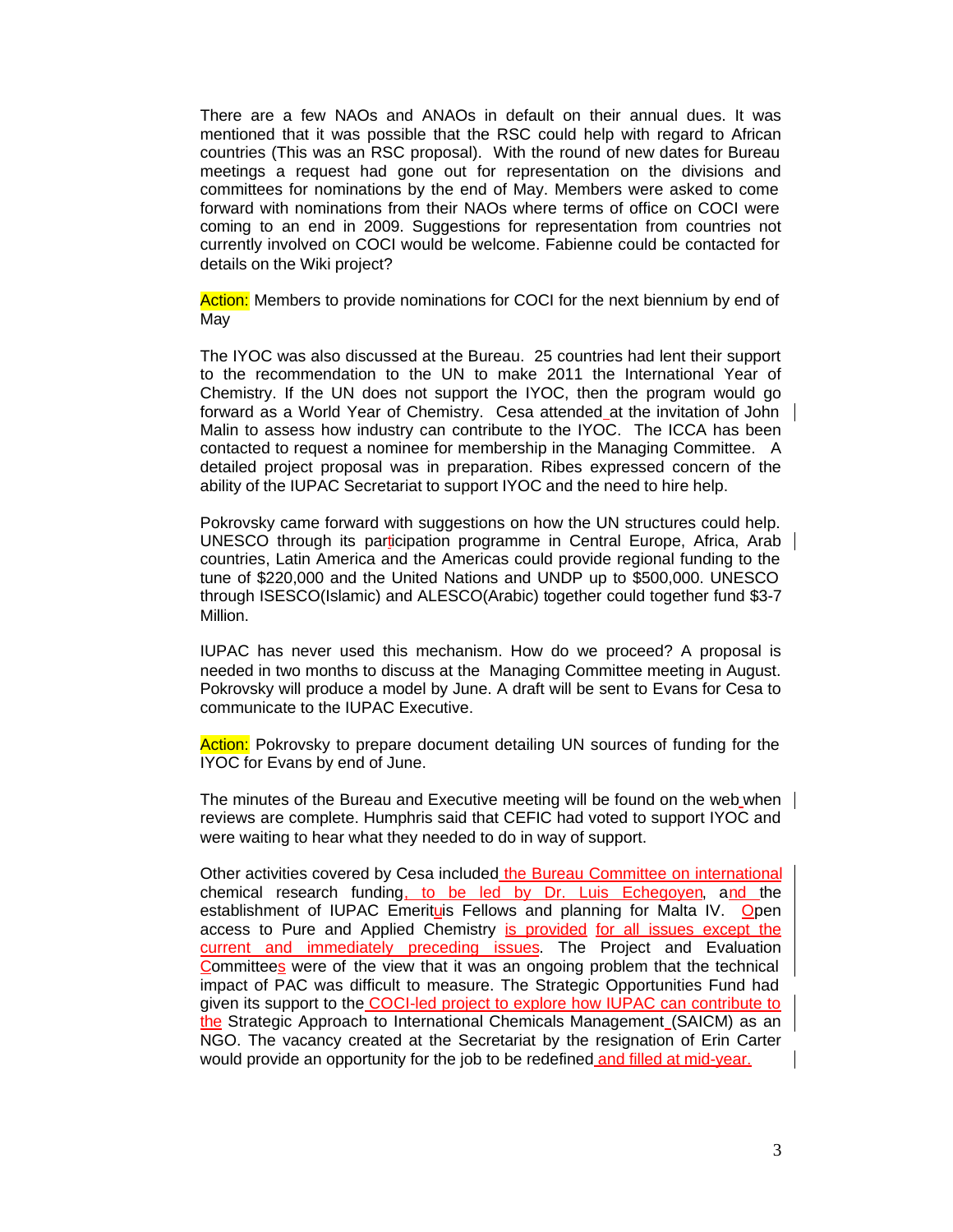There are a few NAOs and ANAOs in default on their annual dues. It was mentioned that it was possible that the RSC could help with regard to African countries (This was an RSC proposal). With the round of new dates for Bureau meetings a request had gone out for representation on the divisions and committees for nominations by the end of May. Members were asked to come forward with nominations from their NAOs where terms of office on COCI were coming to an end in 2009. Suggestions for representation from countries not currently involved on COCI would be welcome. Fabienne could be contacted for details on the Wiki project?

Action: Members to provide nominations for COCI for the next biennium by end of May

The IYOC was also discussed at the Bureau. 25 countries had lent their support to the recommendation to the UN to make 2011 the International Year of Chemistry. If the UN does not support the IYOC, then the program would go forward as a World Year of Chemistry. Cesa attended at the invitation of John Malin to assess how industry can contribute to the IYOC. The ICCA has been contacted to request a nominee for membership in the Managing Committee. A detailed project proposal was in preparation. Ribes expressed concern of the ability of the IUPAC Secretariat to support IYOC and the need to hire help.

Pokrovsky came forward with suggestions on how the UN structures could help. UNESCO through its participation programme in Central Europe, Africa, Arab countries, Latin America and the Americas could provide regional funding to the tune of $220,000 and the United Nations and UNDP up to $500,000. UNESCO through ISESCO(Islamic) and ALESCO(Arabic) together could together fund $3-7 Million.

IUPAC has never used this mechanism. How do we proceed? A proposal is needed in two months to discuss at the Managing Committee meeting in August. Pokrovsky will produce a model by June. A draft will be sent to Evans for Cesa to communicate to the IUPAC Executive.

Action: Pokrovsky to prepare document detailing UN sources of funding for the IYOC for Evans by end of June.

The minutes of the Bureau and Executive meeting will be found on the web when reviews are complete. Humphris said that CEFIC had voted to support IYOC and were waiting to hear what they needed to do in way of support.

Other activities covered by Cesa included the Bureau Committee on international chemical research funding, to be led by Dr. Luis Echegoyen, and the establishment of IUPAC Emerituis Fellows and planning for Malta IV. Open access to Pure and Applied Chemistry is provided for all issues except the current and immediately preceding issues. The Project and Evaluation Committees were of the view that it was an ongoing problem that the technical impact of PAC was difficult to measure. The Strategic Opportunities Fund had given its support to the COCI-led project to explore how IUPAC can contribute to the Strategic Approach to International Chemicals Management (SAICM) as an NGO. The vacancy created at the Secretariat by the resignation of Erin Carter would provide an opportunity for the job to be redefined and filled at mid-year.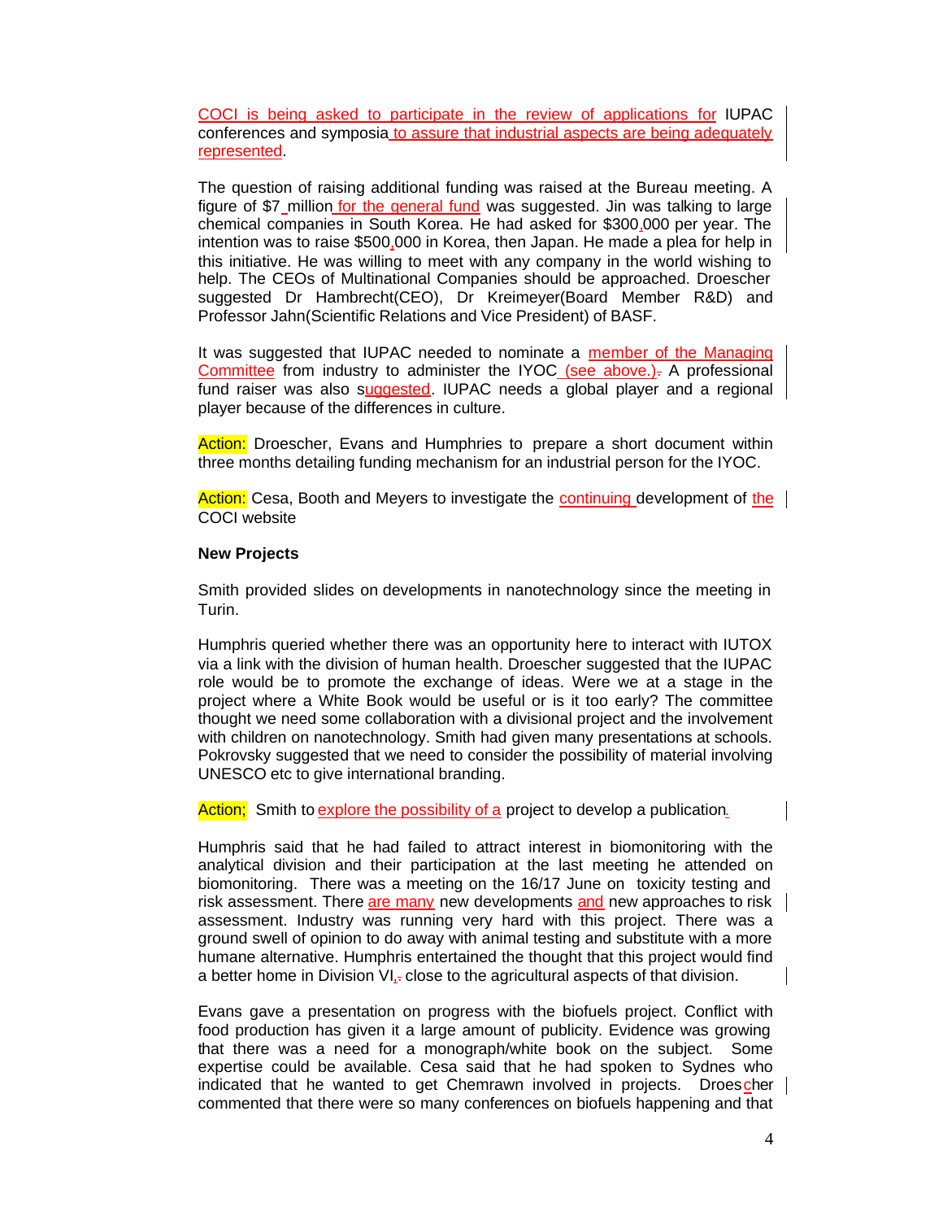COCI is being asked to participate in the review of applications for IUPAC conferences and symposia to assure that industrial aspects are being adequately represented.

The question of raising additional funding was raised at the Bureau meeting. A figure of $7 million for the general fund was suggested. Jin was talking to large chemical companies in South Korea. He had asked for $300,000 per year. The intention was to raise $500,000 in Korea, then Japan. He made a plea for help in this initiative. He was willing to meet with any company in the world wishing to help. The CEOs of Multinational Companies should be approached. Droescher suggested Dr Hambrecht(CEO), Dr Kreimeyer(Board Member R&D) and Professor Jahn(Scientific Relations and Vice President) of BASF.

It was suggested that IUPAC needed to nominate a member of the Managing Committee from industry to administer the IYOC (see above). A professional fund raiser was also suggested. IUPAC needs a global player and a regional player because of the differences in culture.

Action: Droescher, Evans and Humphries to prepare a short document within three months detailing funding mechanism for an industrial person for the IYOC.

Action: Cesa, Booth and Meyers to investigate the continuing development of the COCI website

**New Projects**

Smith provided slides on developments in nanotechnology since the meeting in Turin.

Humphris queried whether there was an opportunity here to interact with IUTOX via a link with the division of human health. Droescher suggested that the IUPAC role would be to promote the exchange of ideas. Were we at a stage in the project where a White Book would be useful or is it too early? The committee thought we need some collaboration with a divisional project and the involvement with children on nanotechnology. Smith had given many presentations at schools. Pokrovsky suggested that we need to consider the possibility of material involving UNESCO etc to give international branding.

Action; Smith to explore the possibility of a project to develop a publication.

Humphris said that he had failed to attract interest in biomonitoring with the analytical division and their participation at the last meeting he attended on biomonitoring. There was a meeting on the 16/17 June on toxicity testing and risk assessment. There are many new developments and new approaches to risk assessment. Industry was running very hard with this project. There was a ground swell of opinion to do away with animal testing and substitute with a more humane alternative. Humphris entertained the thought that this project would find a better home in Division VI, close to the agricultural aspects of that division.

Evans gave a presentation on progress with the biofuels project. Conflict with food production has given it a large amount of publicity. Evidence was growing that there was a need for a monograph/white book on the subject. Some expertise could be available. Cesa said that he had spoken to Sydnes who indicated that he wanted to get Chemrawn involved in projects. Droescher commented that there were so many conferences on biofuels happening and that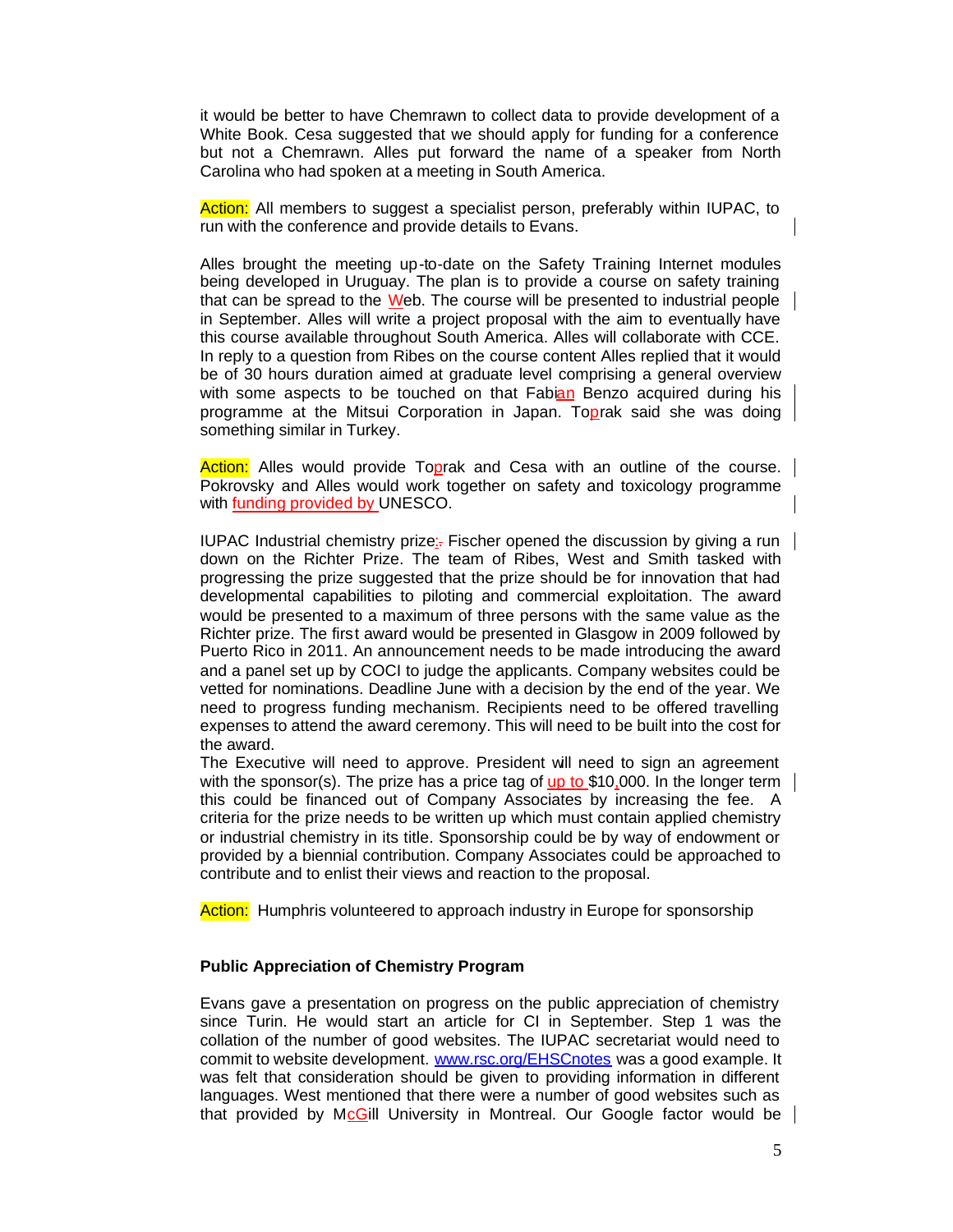it would be better to have Chemrawn to collect data to provide development of a White Book. Cesa suggested that we should apply for funding for a conference but not a Chemrawn. Alles put forward the name of a speaker from North Carolina who had spoken at a meeting in South America.

Action: All members to suggest a specialist person, preferably within IUPAC, to run with the conference and provide details to Evans.

Alles brought the meeting up-to-date on the Safety Training Internet modules being developed in Uruguay. The plan is to provide a course on safety training that can be spread to the Web. The course will be presented to industrial people in September. Alles will write a project proposal with the aim to eventually have this course available throughout South America. Alles will collaborate with CCE. In reply to a question from Ribes on the course content Alles replied that it would be of 30 hours duration aimed at graduate level comprising a general overview with some aspects to be touched on that Fabian Benzo acquired during his programme at the Mitsui Corporation in Japan. Toprak said she was doing something similar in Turkey.

Action: Alles would provide Toprak and Cesa with an outline of the course. Pokrovsky and Alles would work together on safety and toxicology programme with funding provided by UNESCO.

IUPAC Industrial chemistry prize: Fischer opened the discussion by giving a run down on the Richter Prize. The team of Ribes, West and Smith tasked with progressing the prize suggested that the prize should be for innovation that had developmental capabilities to piloting and commercial exploitation. The award would be presented to a maximum of three persons with the same value as the Richter prize. The first award would be presented in Glasgow in 2009 followed by Puerto Rico in 2011. An announcement needs to be made introducing the award and a panel set up by COCI to judge the applicants. Company websites could be vetted for nominations. Deadline June with a decision by the end of the year. We need to progress funding mechanism. Recipients need to be offered travelling expenses to attend the award ceremony. This will need to be built into the cost for the award.

The Executive will need to approve. President will need to sign an agreement with the sponsor(s). The prize has a price tag of up to $10,000. In the longer term this could be financed out of Company Associates by increasing the fee. A criteria for the prize needs to be written up which must contain applied chemistry or industrial chemistry in its title. Sponsorship could be by way of endowment or provided by a biennial contribution. Company Associates could be approached to contribute and to enlist their views and reaction to the proposal.

Action: Humphris volunteered to approach industry in Europe for sponsorship

**Public Appreciation of Chemistry Program**

Evans gave a presentation on progress on the public appreciation of chemistry since Turin. He would start an article for CI in September. Step 1 was the collation of the number of good websites. The IUPAC secretariat would need to commit to website development. www.rsc.org/EHSCnotes was a good example. It was felt that consideration should be given to providing information in different languages. West mentioned that there were a number of good websites such as that provided by McGill University in Montreal. Our Google factor would be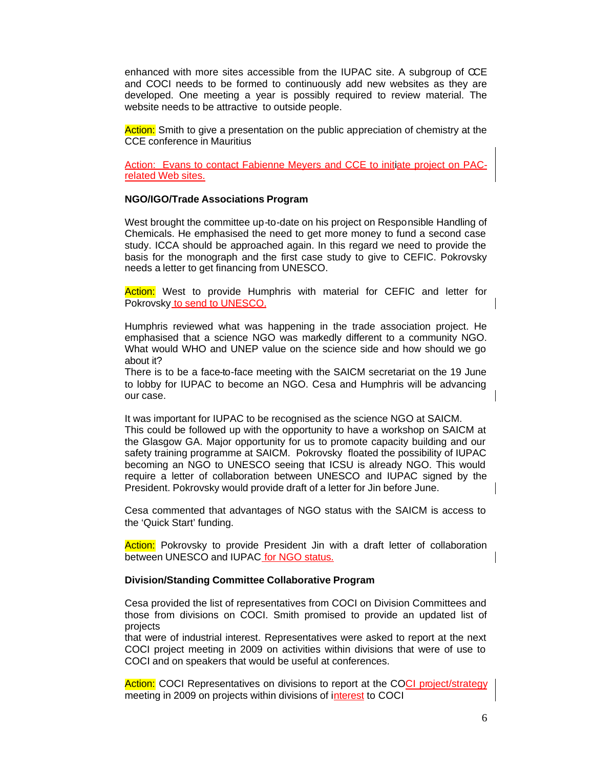enhanced with more sites accessible from the IUPAC site. A subgroup of CCE and COCI needs to be formed to continuously add new websites as they are developed. One meeting a year is possibly required to review material. The website needs to be attractive to outside people.

Action: Smith to give a presentation on the public appreciation of chemistry at the CCE conference in Mauritius

Action: Evans to contact Fabienne Meyers and CCE to initiate project on PAC-related Web sites.

**NGO/IGO/Trade Associations Program**

West brought the committee up-to-date on his project on Responsible Handling of Chemicals. He emphasised the need to get more money to fund a second case study. ICCA should be approached again. In this regard we need to provide the basis for the monograph and the first case study to give to CEFIC. Pokrovsky needs a letter to get financing from UNESCO.

Action: West to provide Humphris with material for CEFIC and letter for Pokrovsky to send to UNESCO.

Humphris reviewed what was happening in the trade association project. He emphasised that a science NGO was markedly different to a community NGO. What would WHO and UNEP value on the science side and how should we go about it?
There is to be a face-to-face meeting with the SAICM secretariat on the 19 June to lobby for IUPAC to become an NGO. Cesa and Humphris will be advancing our case.

It was important for IUPAC to be recognised as the science NGO at SAICM.
This could be followed up with the opportunity to have a workshop on SAICM at the Glasgow GA. Major opportunity for us to promote capacity building and our safety training programme at SAICM. Pokrovsky floated the possibility of IUPAC becoming an NGO to UNESCO seeing that ICSU is already NGO. This would require a letter of collaboration between UNESCO and IUPAC signed by the President. Pokrovsky would provide draft of a letter for Jin before June.

Cesa commented that advantages of NGO status with the SAICM is access to the 'Quick Start' funding.

Action: Pokrovsky to provide President Jin with a draft letter of collaboration between UNESCO and IUPAC for NGO status.

**Division/Standing Committee Collaborative Program**

Cesa provided the list of representatives from COCI on Division Committees and those from divisions on COCI. Smith promised to provide an updated list of projects
that were of industrial interest. Representatives were asked to report at the next COCI project meeting in 2009 on activities within divisions that were of use to COCI and on speakers that would be useful at conferences.

Action: COCI Representatives on divisions to report at the COCI project/strategy meeting in 2009 on projects within divisions of interest to COCI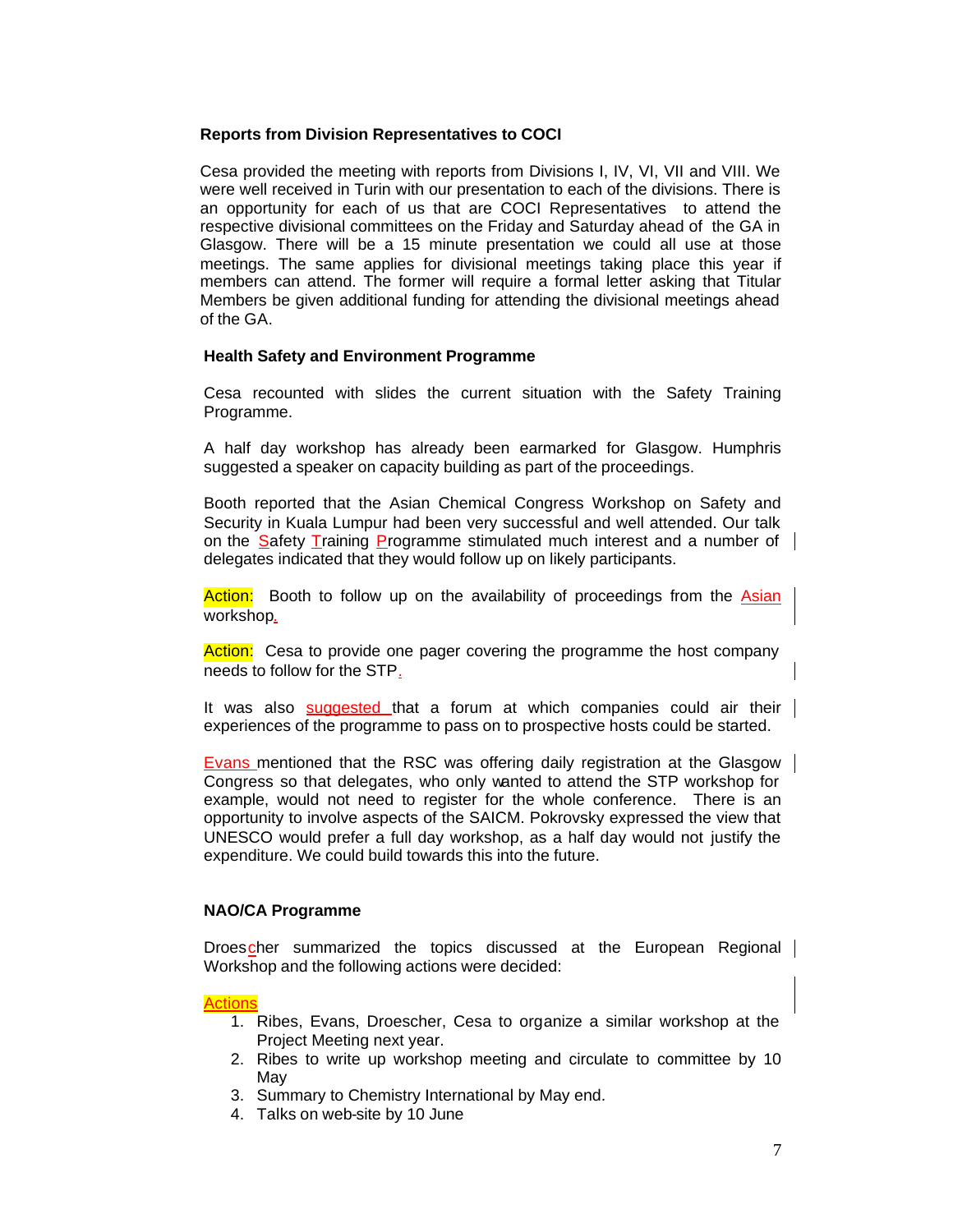### Reports from Division Representatives to COCI

Cesa provided the meeting with reports from Divisions I, IV, VI, VII and VIII. We were well received in Turin with our presentation to each of the divisions. There is an opportunity for each of us that are COCI Representatives to attend the respective divisional committees on the Friday and Saturday ahead of the GA in Glasgow. There will be a 15 minute presentation we could all use at those meetings. The same applies for divisional meetings taking place this year if members can attend. The former will require a formal letter asking that Titular Members be given additional funding for attending the divisional meetings ahead of the GA.

### Health Safety and Environment Programme

Cesa recounted with slides the current situation with the Safety Training Programme.

A half day workshop has already been earmarked for Glasgow. Humphris suggested a speaker on capacity building as part of the proceedings.

Booth reported that the Asian Chemical Congress Workshop on Safety and Security in Kuala Lumpur had been very successful and well attended. Our talk on the Safety Training Programme stimulated much interest and a number of delegates indicated that they would follow up on likely participants.

Action: Booth to follow up on the availability of proceedings from the Asian workshop.

Action: Cesa to provide one pager covering the programme the host company needs to follow for the STP.

It was also suggested that a forum at which companies could air their experiences of the programme to pass on to prospective hosts could be started.

Evans mentioned that the RSC was offering daily registration at the Glasgow Congress so that delegates, who only wanted to attend the STP workshop for example, would not need to register for the whole conference. There is an opportunity to involve aspects of the SAICM. Pokrovsky expressed the view that UNESCO would prefer a full day workshop, as a half day would not justify the expenditure. We could build towards this into the future.

### NAO/CA Programme

Droescher summarized the topics discussed at the European Regional Workshop and the following actions were decided:

Actions

1. Ribes, Evans, Droescher, Cesa to organize a similar workshop at the Project Meeting next year.
2. Ribes to write up workshop meeting and circulate to committee by 10 May
3. Summary to Chemistry International by May end.
4. Talks on web-site by 10 June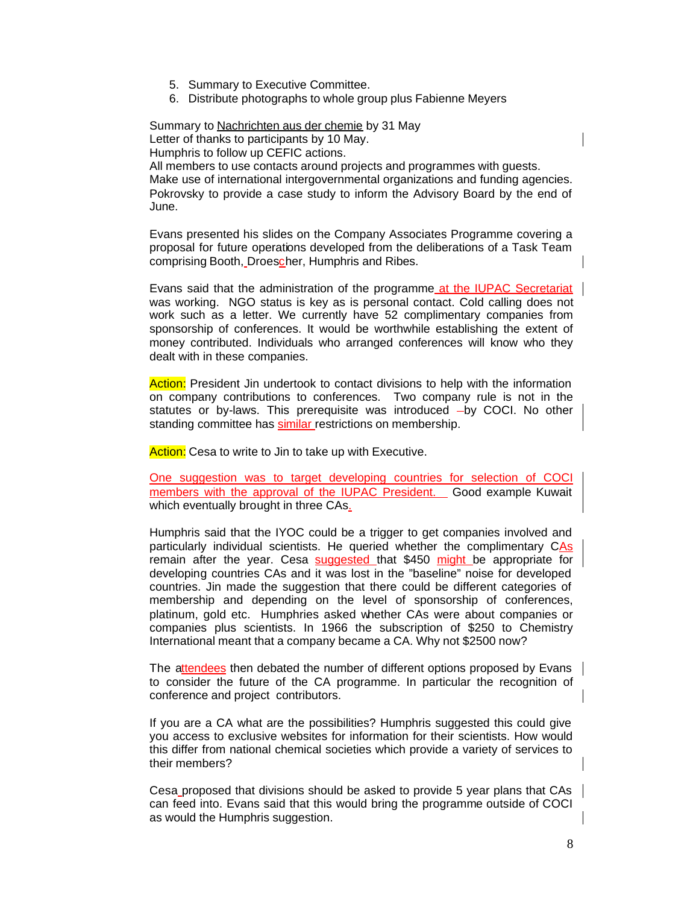5. Summary to Executive Committee.
6. Distribute photographs to whole group plus Fabienne Meyers

Summary to Nachrichten aus der chemie by 31 May
Letter of thanks to participants by 10 May.
Humphris to follow up CEFIC actions.
All members to use contacts around projects and programmes with guests.
Make use of international intergovernmental organizations and funding agencies.
Pokrovsky to provide a case study to inform the Advisory Board by the end of June.

Evans presented his slides on the Company Associates Programme covering a proposal for future operations developed from the deliberations of a Task Team comprising Booth, Droescher, Humphris and Ribes.

Evans said that the administration of the programme at the IUPAC Secretariat was working. NGO status is key as is personal contact. Cold calling does not work such as a letter. We currently have 52 complimentary companies from sponsorship of conferences. It would be worthwhile establishing the extent of money contributed. Individuals who arranged conferences will know who they dealt with in these companies.

Action: President Jin undertook to contact divisions to help with the information on company contributions to conferences. Two company rule is not in the statutes or by-laws. This prerequisite was introduced by COCI. No other standing committee has similar restrictions on membership.

Action: Cesa to write to Jin to take up with Executive.

One suggestion was to target developing countries for selection of COCI members with the approval of the IUPAC President. Good example Kuwait which eventually brought in three CAs.

Humphris said that the IYOC could be a trigger to get companies involved and particularly individual scientists. He queried whether the complimentary CAs remain after the year. Cesa suggested that $450 might be appropriate for developing countries CAs and it was lost in the "baseline" noise for developed countries. Jin made the suggestion that there could be different categories of membership and depending on the level of sponsorship of conferences, platinum, gold etc. Humphries asked whether CAs were about companies or companies plus scientists. In 1966 the subscription of $250 to Chemistry International meant that a company became a CA. Why not $2500 now?

The attendees then debated the number of different options proposed by Evans to consider the future of the CA programme. In particular the recognition of conference and project contributors.

If you are a CA what are the possibilities? Humphris suggested this could give you access to exclusive websites for information for their scientists. How would this differ from national chemical societies which provide a variety of services to their members?

Cesa proposed that divisions should be asked to provide 5 year plans that CAs can feed into. Evans said that this would bring the programme outside of COCI as would the Humphris suggestion.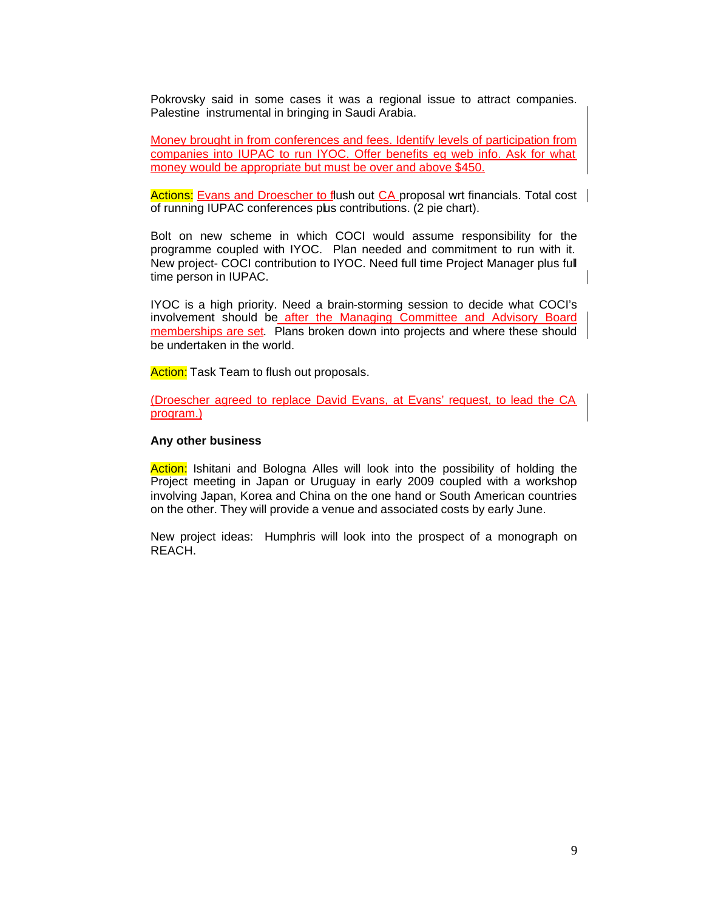Pokrovsky said in some cases it was a regional issue to attract companies. Palestine instrumental in bringing in Saudi Arabia.

Money brought in from conferences and fees. Identify levels of participation from companies into IUPAC to run IYOC. Offer benefits eg web info. Ask for what money would be appropriate but must be over and above $450.

Actions: Evans and Droescher to flush out CA proposal wrt financials. Total cost of running IUPAC conferences plus contributions. (2 pie chart).

Bolt on new scheme in which COCI would assume responsibility for the programme coupled with IYOC. Plan needed and commitment to run with it. New project- COCI contribution to IYOC. Need full time Project Manager plus full time person in IUPAC.

IYOC is a high priority. Need a brain-storming session to decide what COCI's involvement should be after the Managing Committee and Advisory Board memberships are set. Plans broken down into projects and where these should be undertaken in the world.

Action: Task Team to flush out proposals.

(Droescher agreed to replace David Evans, at Evans' request, to lead the CA program.)

**Any other business**

Action: Ishitani and Bologna Alles will look into the possibility of holding the Project meeting in Japan or Uruguay in early 2009 coupled with a workshop involving Japan, Korea and China on the one hand or South American countries on the other. They will provide a venue and associated costs by early June.

New project ideas: Humphris will look into the prospect of a monograph on REACH.